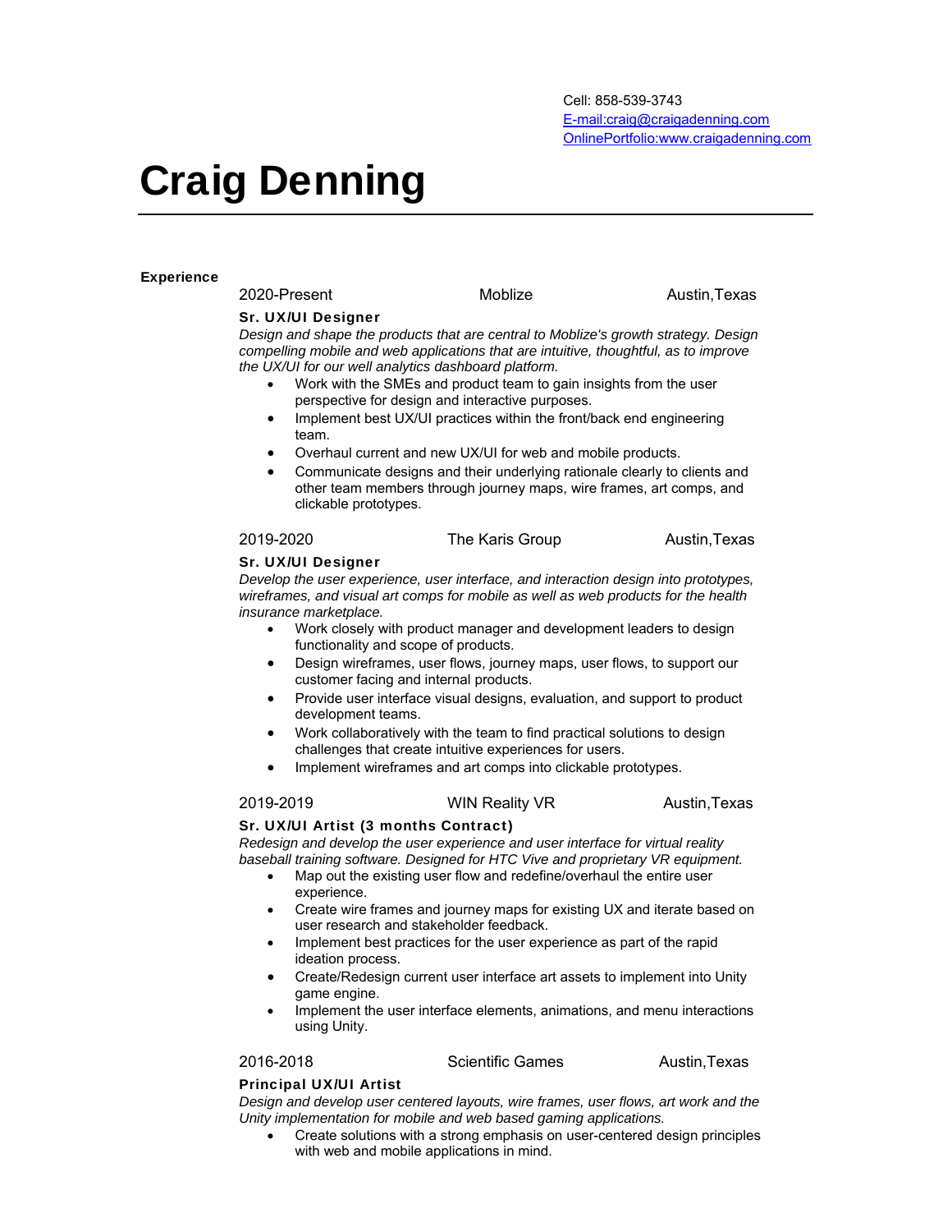Cell: 858-539-3743
E-mail:craig@craigadenning.com
OnlinePortfolio:www.craigadenning.com

# Craig Denning

## Experience

2020-Present | Moblize | Austin,Texas

**Sr. UX/UI Designer**

*Design and shape the products that are central to Moblize's growth strategy. Design compelling mobile and web applications that are intuitive, thoughtful, as to improve the UX/UI for our well analytics dashboard platform.*

- Work with the SMEs and product team to gain insights from the user perspective for design and interactive purposes.
- Implement best UX/UI practices within the front/back end engineering team.
- Overhaul current and new UX/UI for web and mobile products.
- Communicate designs and their underlying rationale clearly to clients and other team members through journey maps, wire frames, art comps, and clickable prototypes.

2019-2020 | The Karis Group | Austin,Texas

**Sr. UX/UI Designer**

*Develop the user experience, user interface, and interaction design into prototypes, wireframes, and visual art comps for mobile as well as web products for the health insurance marketplace.*

- Work closely with product manager and development leaders to design functionality and scope of products.
- Design wireframes, user flows, journey maps, user flows, to support our customer facing and internal products.
- Provide user interface visual designs, evaluation, and support to product development teams.
- Work collaboratively with the team to find practical solutions to design challenges that create intuitive experiences for users.
- Implement wireframes and art comps into clickable prototypes.

2019-2019 | WIN Reality VR | Austin,Texas

**Sr. UX/UI Artist (3 months Contract)**

*Redesign and develop the user experience and user interface for virtual reality baseball training software. Designed for HTC Vive and proprietary VR equipment.*

- Map out the existing user flow and redefine/overhaul the entire user experience.
- Create wire frames and journey maps for existing UX and iterate based on user research and stakeholder feedback.
- Implement best practices for the user experience as part of the rapid ideation process.
- Create/Redesign current user interface art assets to implement into Unity game engine.
- Implement the user interface elements, animations, and menu interactions using Unity.

2016-2018 | Scientific Games | Austin,Texas

**Principal UX/UI Artist**

*Design and develop user centered layouts, wire frames, user flows, art work and the Unity implementation for mobile and web based gaming applications.*

- Create solutions with a strong emphasis on user-centered design principles with web and mobile applications in mind.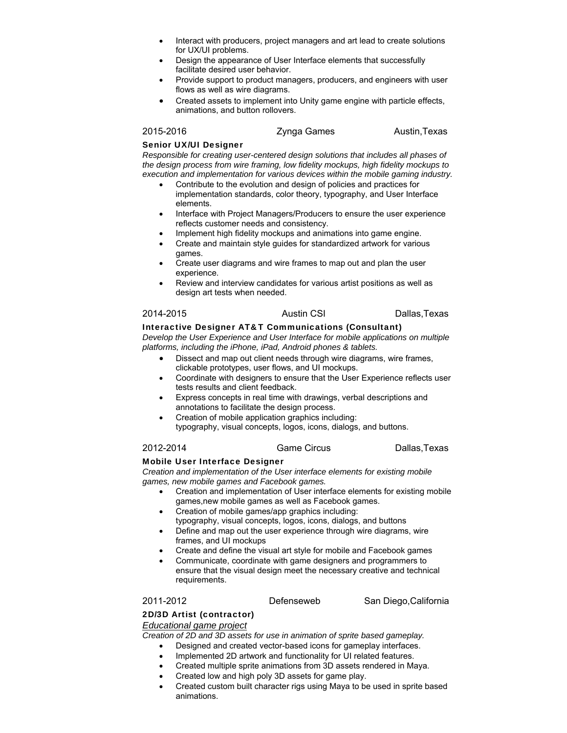- Interact with producers, project managers and art lead to create solutions for UX/UI problems.
- Design the appearance of User Interface elements that successfully facilitate desired user behavior.
- Provide support to product managers, producers, and engineers with user flows as well as wire diagrams.
- Created assets to implement into Unity game engine with particle effects, animations, and button rollovers.

2015-2016 Zynga Games Austin,Texas

**Senior UX/UI Designer**

*Responsible for creating user-centered design solutions that includes all phases of the design process from wire framing, low fidelity mockups, high fidelity mockups to execution and implementation for various devices within the mobile gaming industry.*

- Contribute to the evolution and design of policies and practices for implementation standards, color theory, typography, and User Interface elements.
- Interface with Project Managers/Producers to ensure the user experience reflects customer needs and consistency.
- Implement high fidelity mockups and animations into game engine.
- Create and maintain style guides for standardized artwork for various games.
- Create user diagrams and wire frames to map out and plan the user experience.
- Review and interview candidates for various artist positions as well as design art tests when needed.

2014-2015 Austin CSI Dallas,Texas

**Interactive Designer AT&T Communications (Consultant)**

*Develop the User Experience and User Interface for mobile applications on multiple platforms, including the iPhone, iPad, Android phones & tablets.*

- Dissect and map out client needs through wire diagrams, wire frames, clickable prototypes, user flows, and UI mockups.
- Coordinate with designers to ensure that the User Experience reflects user tests results and client feedback.
- Express concepts in real time with drawings, verbal descriptions and annotations to facilitate the design process.
- Creation of mobile application graphics including: typography, visual concepts, logos, icons, dialogs, and buttons.

2012-2014 Game Circus Dallas,Texas

**Mobile User Interface Designer**

*Creation and implementation of the User interface elements for existing mobile games, new mobile games and Facebook games.*

- Creation and implementation of User interface elements for existing mobile games,new mobile games as well as Facebook games.
- Creation of mobile games/app graphics including: typography, visual concepts, logos, icons, dialogs, and buttons
- Define and map out the user experience through wire diagrams, wire frames, and UI mockups
- Create and define the visual art style for mobile and Facebook games
- Communicate, coordinate with game designers and programmers to ensure that the visual design meet the necessary creative and technical requirements.

2011-2012 Defenseweb San Diego,California

**2D/3D Artist (contractor)**

*<u>Educational game project</u>*

*Creation of 2D and 3D assets for use in animation of sprite based gameplay.*

- Designed and created vector-based icons for gameplay interfaces.
- Implemented 2D artwork and functionality for UI related features.
- Created multiple sprite animations from 3D assets rendered in Maya.
- Created low and high poly 3D assets for game play.
- Created custom built character rigs using Maya to be used in sprite based animations.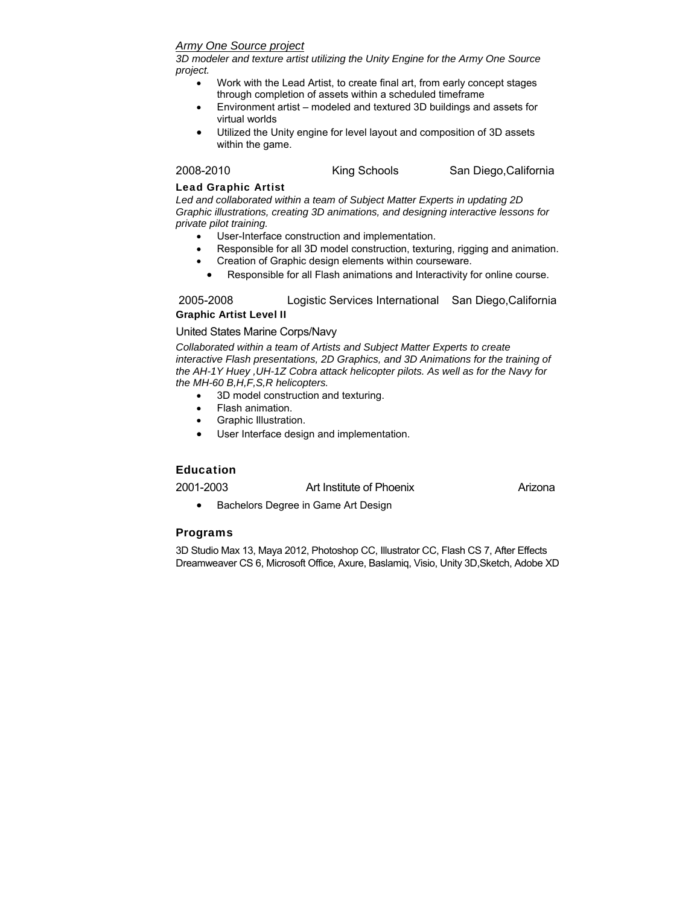*Army One Source project*

*3D modeler and texture artist utilizing the Unity Engine for the Army One Source project.*

- Work with the Lead Artist, to create final art, from early concept stages through completion of assets within a scheduled timeframe
- Environment artist – modeled and textured 3D buildings and assets for virtual worlds
- Utilized the Unity engine for level layout and composition of 3D assets within the game.

2008-2010 King Schools San Diego,California

**Lead Graphic Artist**

*Led and collaborated within a team of Subject Matter Experts in updating 2D Graphic illustrations, creating 3D animations, and designing interactive lessons for private pilot training.*

- User-Interface construction and implementation.
- Responsible for all 3D model construction, texturing, rigging and animation.
- Creation of Graphic design elements within courseware.
- Responsible for all Flash animations and Interactivity for online course.

2005-2008 Logistic Services International San Diego,California

**Graphic Artist Level II**

United States Marine Corps/Navy

*Collaborated within a team of Artists and Subject Matter Experts to create interactive Flash presentations, 2D Graphics, and 3D Animations for the training of the AH-1Y Huey ,UH-1Z Cobra attack helicopter pilots. As well as for the Navy for the MH-60 B,H,F,S,R helicopters.*

- 3D model construction and texturing.
- Flash animation.
- Graphic Illustration.
- User Interface design and implementation.

## Education

2001-2003 Art Institute of Phoenix Arizona

- Bachelors Degree in Game Art Design

## Programs

3D Studio Max 13, Maya 2012, Photoshop CC, Illustrator CC, Flash CS 7, After Effects Dreamweaver CS 6, Microsoft Office, Axure, Baslamiq, Visio, Unity 3D,Sketch, Adobe XD